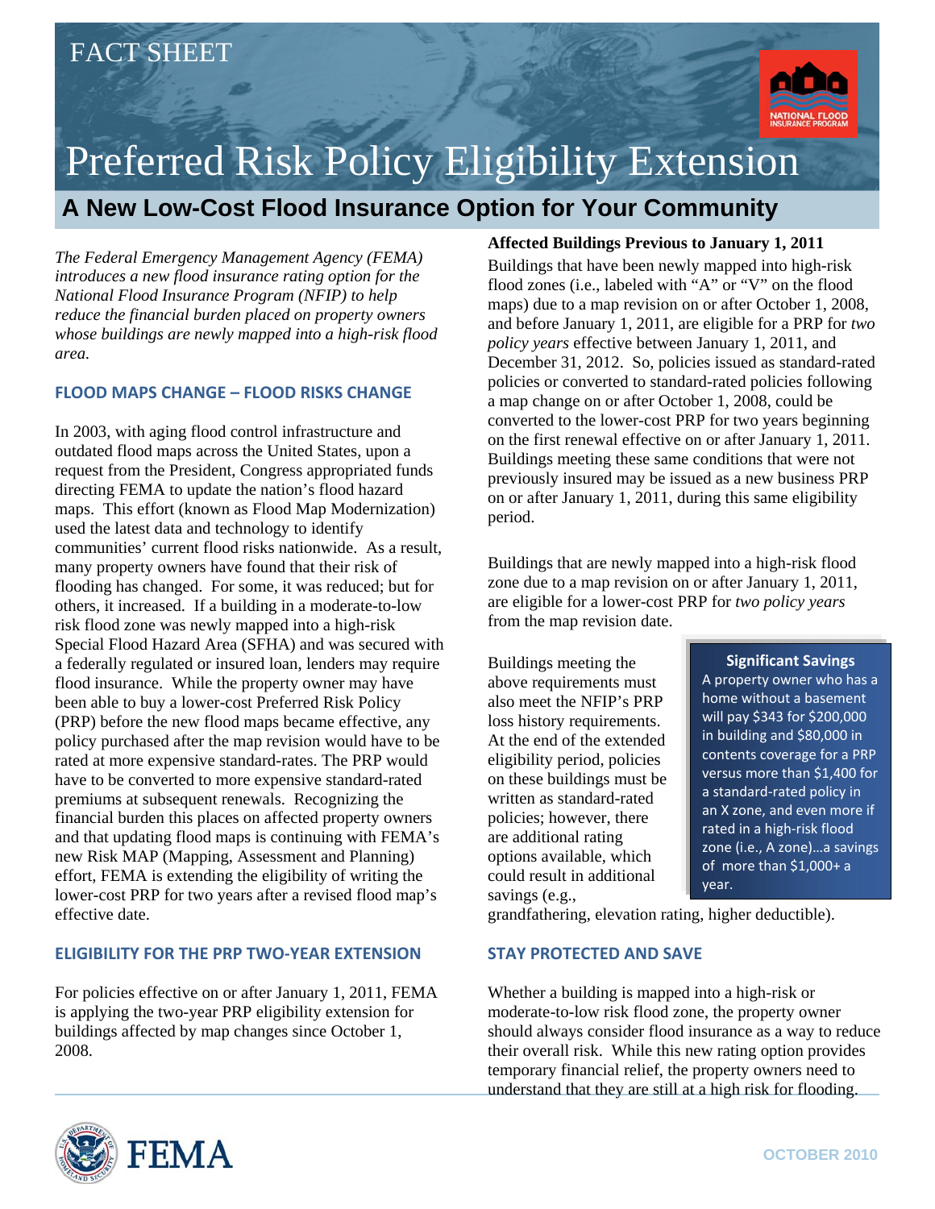FACT SHEET

# Preferred Risk Policy Eligibility Extension

## A New Low-Cost Flood Insurance Option for Your Community

*The Federal Emergency Management Agency (FEMA) introduces a new flood insurance rating option for the National Flood Insurance Program (NFIP) to help reduce the financial burden placed on property owners whose buildings are newly mapped into a high-risk flood area.*

### FLOOD MAPS CHANGE – FLOOD RISKS CHANGE

In 2003, with aging flood control infrastructure and outdated flood maps across the United States, upon a request from the President, Congress appropriated funds directing FEMA to update the nation's flood hazard maps. This effort (known as Flood Map Modernization) used the latest data and technology to identify communities' current flood risks nationwide. As a result, many property owners have found that their risk of flooding has changed. For some, it was reduced; but for others, it increased. If a building in a moderate-to-low risk flood zone was newly mapped into a high-risk Special Flood Hazard Area (SFHA) and was secured with a federally regulated or insured loan, lenders may require flood insurance. While the property owner may have been able to buy a lower-cost Preferred Risk Policy (PRP) before the new flood maps became effective, any policy purchased after the map revision would have to be rated at more expensive standard-rates. The PRP would have to be converted to more expensive standard-rated premiums at subsequent renewals. Recognizing the financial burden this places on affected property owners and that updating flood maps is continuing with FEMA's new Risk MAP (Mapping, Assessment and Planning) effort, FEMA is extending the eligibility of writing the lower-cost PRP for two years after a revised flood map's effective date.

### ELIGIBILITY FOR THE PRP TWO-YEAR EXTENSION

For policies effective on or after January 1, 2011, FEMA is applying the two-year PRP eligibility extension for buildings affected by map changes since October 1, 2008.

**Affected Buildings Previous to January 1, 2011**

Buildings that have been newly mapped into high-risk flood zones (i.e., labeled with "A" or "V" on the flood maps) due to a map revision on or after October 1, 2008, and before January 1, 2011, are eligible for a PRP for *two policy years* effective between January 1, 2011, and December 31, 2012. So, policies issued as standard-rated policies or converted to standard-rated policies following a map change on or after October 1, 2008, could be converted to the lower-cost PRP for two years beginning on the first renewal effective on or after January 1, 2011. Buildings meeting these same conditions that were not previously insured may be issued as a new business PRP on or after January 1, 2011, during this same eligibility period.

Buildings that are newly mapped into a high-risk flood zone due to a map revision on or after January 1, 2011, are eligible for a lower-cost PRP for *two policy years* from the map revision date.

Buildings meeting the above requirements must also meet the NFIP's PRP loss history requirements. At the end of the extended eligibility period, policies on these buildings must be written as standard-rated policies; however, there are additional rating options available, which could result in additional savings (e.g., grandfathering, elevation rating, higher deductible).

**Significant Savings**

A property owner who has a home without a basement will pay $343 for $200,000 in building and $80,000 in contents coverage for a PRP versus more than $1,400 for a standard-rated policy in an X zone, and even more if rated in a high-risk flood zone (i.e., A zone)…a savings of more than $1,000+ a year.

### STAY PROTECTED AND SAVE

Whether a building is mapped into a high-risk or moderate-to-low risk flood zone, the property owner should always consider flood insurance as a way to reduce their overall risk. While this new rating option provides temporary financial relief, the property owners need to understand that they are still at a high risk for flooding.

OCTOBER 2010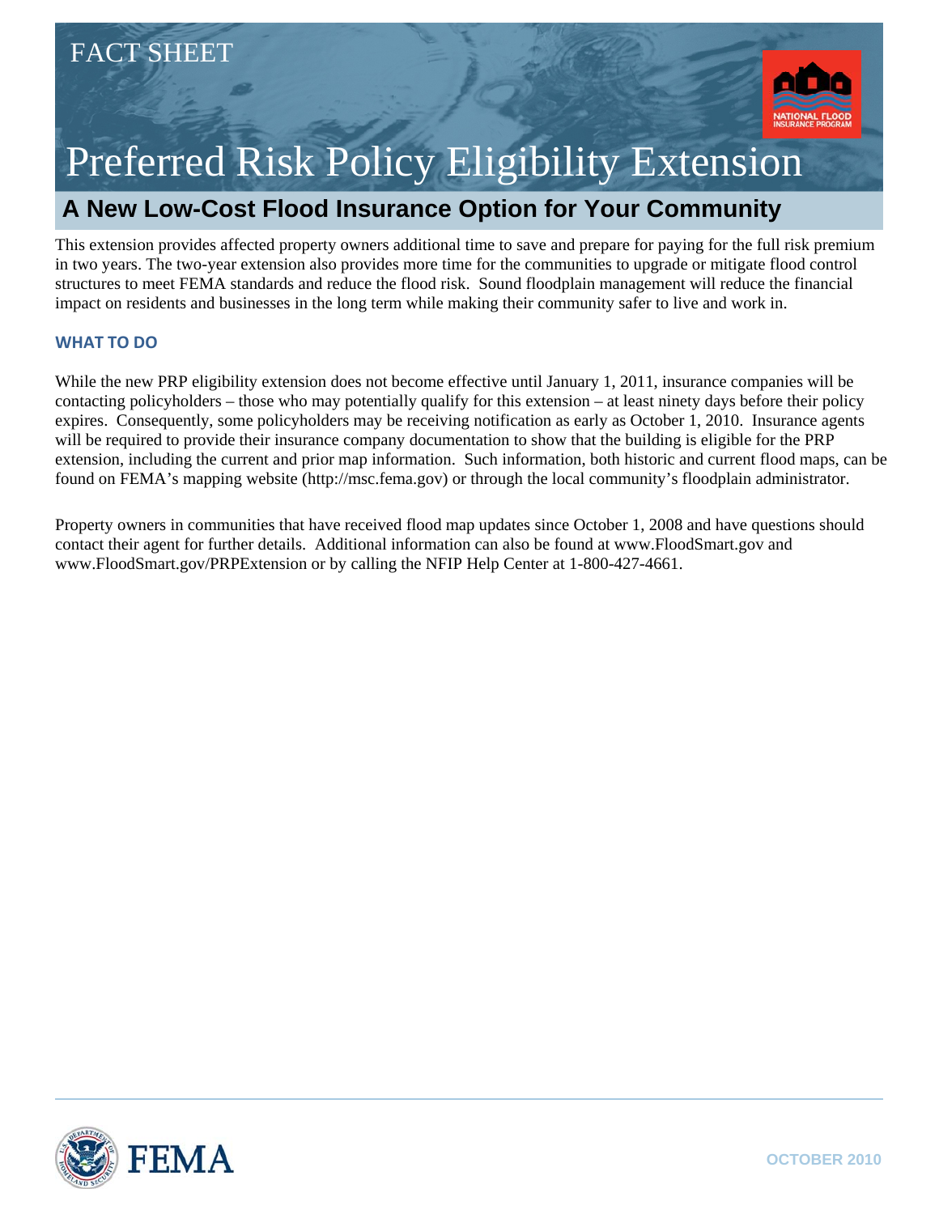FACT SHEET

# Preferred Risk Policy Eligibility Extension

## A New Low-Cost Flood Insurance Option for Your Community

This extension provides affected property owners additional time to save and prepare for paying for the full risk premium in two years. The two-year extension also provides more time for the communities to upgrade or mitigate flood control structures to meet FEMA standards and reduce the flood risk. Sound floodplain management will reduce the financial impact on residents and businesses in the long term while making their community safer to live and work in.

### WHAT TO DO

While the new PRP eligibility extension does not become effective until January 1, 2011, insurance companies will be contacting policyholders – those who may potentially qualify for this extension – at least ninety days before their policy expires. Consequently, some policyholders may be receiving notification as early as October 1, 2010. Insurance agents will be required to provide their insurance company documentation to show that the building is eligible for the PRP extension, including the current and prior map information. Such information, both historic and current flood maps, can be found on FEMA's mapping website (http://msc.fema.gov) or through the local community's floodplain administrator.

Property owners in communities that have received flood map updates since October 1, 2008 and have questions should contact their agent for further details. Additional information can also be found at www.FloodSmart.gov and www.FloodSmart.gov/PRPExtension or by calling the NFIP Help Center at 1-800-427-4661.

OCTOBER 2010